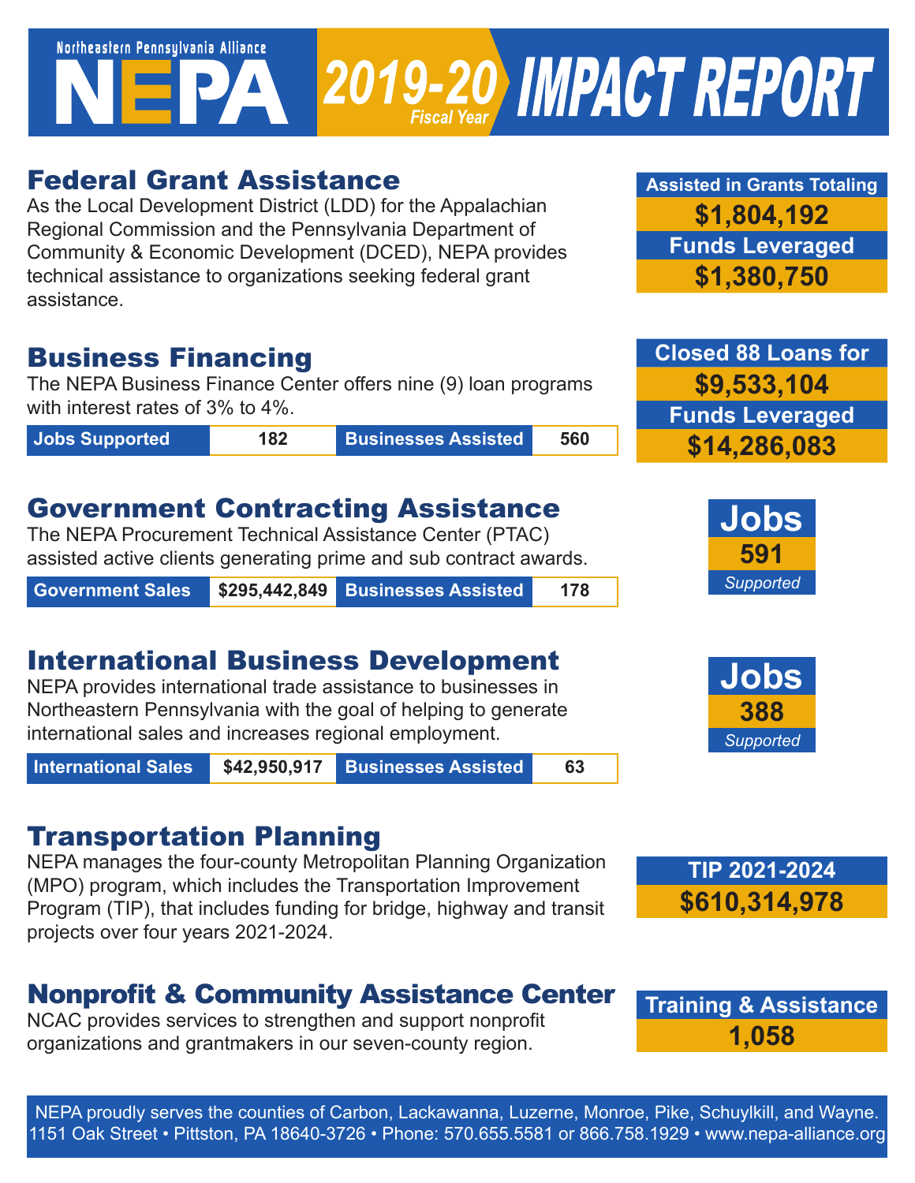# Northeastern Pennsylvania Alliance NEPA 2019-20 Fiscal Year IMPACT REPORT

## Federal Grant Assistance

As the Local Development District (LDD) for the Appalachian Regional Commission and the Pennsylvania Department of Community & Economic Development (DCED), NEPA provides technical assistance to organizations seeking federal grant assistance.

**Assisted in Grants Totaling**
**$1,804,192**
**Funds Leveraged**
**$1,380,750**

## Business Financing

The NEPA Business Finance Center offers nine (9) loan programs with interest rates of 3% to 4%.

| Jobs Supported | 182 | Businesses Assisted | 560 |
|---|---|---|---|

**Closed 88 Loans for**
**$9,533,104**
**Funds Leveraged**
**$14,286,083**

## Government Contracting Assistance

The NEPA Procurement Technical Assistance Center (PTAC) assisted active clients generating prime and sub contract awards.

| Government Sales | $295,442,849 | Businesses Assisted | 178 |
|---|---|---|---|

**Jobs**
**591**
*Supported*

## International Business Development

NEPA provides international trade assistance to businesses in Northeastern Pennsylvania with the goal of helping to generate international sales and increases regional employment.

| International Sales | $42,950,917 | Businesses Assisted | 63 |
|---|---|---|---|

**Jobs**
**388**
*Supported*

## Transportation Planning

NEPA manages the four-county Metropolitan Planning Organization (MPO) program, which includes the Transportation Improvement Program (TIP), that includes funding for bridge, highway and transit projects over four years 2021-2024.

**TIP 2021-2024**
**$610,314,978**

## Nonprofit & Community Assistance Center

NCAC provides services to strengthen and support nonprofit organizations and grantmakers in our seven-county region.

**Training & Assistance**
**1,058**

NEPA proudly serves the counties of Carbon, Lackawanna, Luzerne, Monroe, Pike, Schuylkill, and Wayne.
1151 Oak Street • Pittston, PA 18640-3726 • Phone: 570.655.5581 or 866.758.1929 • www.nepa-alliance.org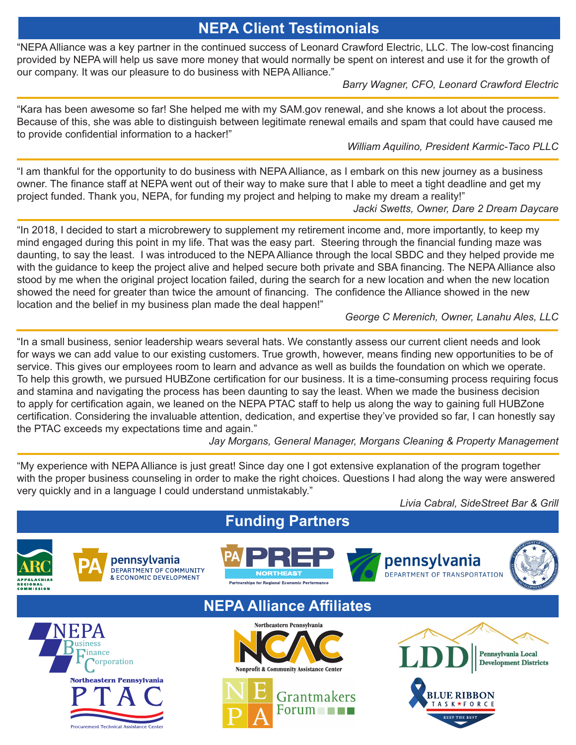## NEPA Client Testimonials

"NEPA Alliance was a key partner in the continued success of Leonard Crawford Electric, LLC. The low-cost financing provided by NEPA will help us save more money that would normally be spent on interest and use it for the growth of our company. It was our pleasure to do business with NEPA Alliance."

*Barry Wagner, CFO, Leonard Crawford Electric*

"Kara has been awesome so far! She helped me with my SAM.gov renewal, and she knows a lot about the process. Because of this, she was able to distinguish between legitimate renewal emails and spam that could have caused me to provide confidential information to a hacker!"

*William Aquilino, President Karmic-Taco PLLC*

"I am thankful for the opportunity to do business with NEPA Alliance, as I embark on this new journey as a business owner. The finance staff at NEPA went out of their way to make sure that I able to meet a tight deadline and get my project funded. Thank you, NEPA, for funding my project and helping to make my dream a reality!"

*Jacki Swetts, Owner, Dare 2 Dream Daycare*

"In 2018, I decided to start a microbrewery to supplement my retirement income and, more importantly, to keep my mind engaged during this point in my life. That was the easy part. Steering through the financial funding maze was daunting, to say the least. I was introduced to the NEPA Alliance through the local SBDC and they helped provide me with the guidance to keep the project alive and helped secure both private and SBA financing. The NEPA Alliance also stood by me when the original project location failed, during the search for a new location and when the new location showed the need for greater than twice the amount of financing. The confidence the Alliance showed in the new location and the belief in my business plan made the deal happen!"

*George C Merenich, Owner, Lanahu Ales, LLC*

"In a small business, senior leadership wears several hats. We constantly assess our current client needs and look for ways we can add value to our existing customers. True growth, however, means finding new opportunities to be of service. This gives our employees room to learn and advance as well as builds the foundation on which we operate. To help this growth, we pursued HUBZone certification for our business. It is a time-consuming process requiring focus and stamina and navigating the process has been daunting to say the least. When we made the business decision to apply for certification again, we leaned on the NEPA PTAC staff to help us along the way to gaining full HUBZone certification. Considering the invaluable attention, dedication, and expertise they've provided so far, I can honestly say the PTAC exceeds my expectations time and again."

*Jay Morgans, General Manager, Morgans Cleaning & Property Management*

"My experience with NEPA Alliance is just great! Since day one I got extensive explanation of the program together with the proper business counseling in order to make the right choices. Questions I had along the way were answered very quickly and in a language I could understand unmistakably."

*Livia Cabral, SideStreet Bar & Grill*

## Funding Partners

ARC Appalachian Regional Commission

pennsylvania Department of Community & Economic Development

PA PREP Northeast – Partnerships for Regional Economic Performance

pennsylvania Department of Transportation

U.S. Department of Commerce Economic Development Administration

## NEPA Alliance Affiliates

NEPA Business Finance Corporation

Northeastern Pennsylvania PTAC – Procurement Technical Assistance Center

Northeastern Pennsylvania NCAC – Nonprofit & Community Assistance Center

NEPA Grantmakers Forum

LDD – Pennsylvania Local Development Districts

Blue Ribbon Task Force – Keep the Best